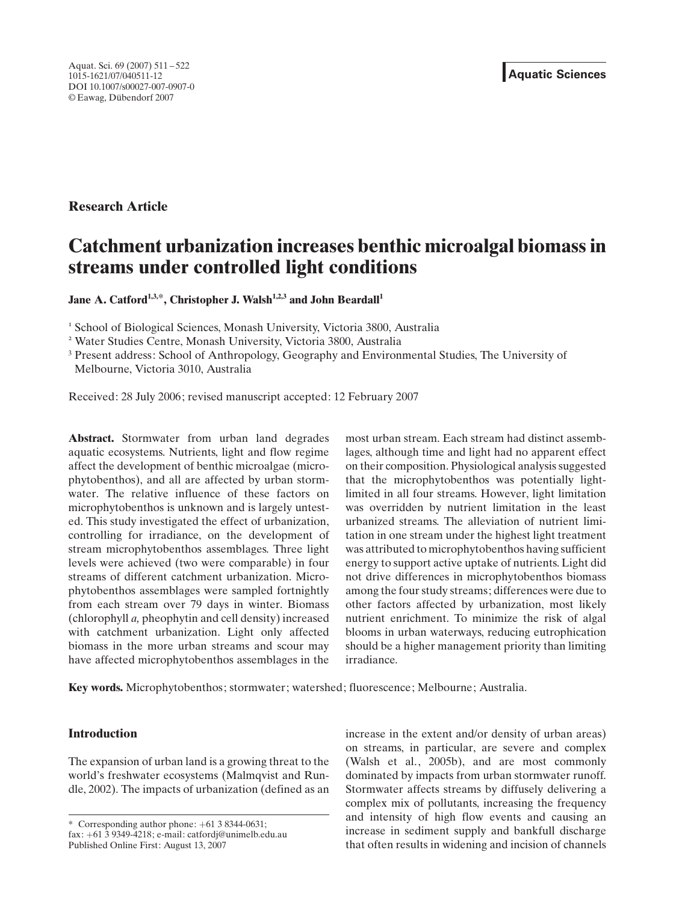Research Article

# Catchment urbanization increases benthic microalgal biomass in streams under controlled light conditions

**Jane A. Catford[1,3,*], Christopher J. Walsh[1,2,3] and John Beardall[1]**

[1] School of Biological Sciences, Monash University, Victoria 3800, Australia

[2] Water Studies Centre, Monash University, Victoria 3800, Australia

[3] Present address: School of Anthropology, Geography and Environmental Studies, The University of Melbourne, Victoria 3010, Australia

Received: 28 July 2006; revised manuscript accepted: 12 February 2007

**Abstract.** Stormwater from urban land degrades aquatic ecosystems. Nutrients, light and flow regime affect the development of benthic microalgae (microphytobenthos), and all are affected by urban stormwater. The relative influence of these factors on microphytobenthos is unknown and is largely untested. This study investigated the effect of urbanization, controlling for irradiance, on the development of stream microphytobenthos assemblages. Three light levels were achieved (two were comparable) in four streams of different catchment urbanization. Microphytobenthos assemblages were sampled fortnightly from each stream over 79 days in winter. Biomass (chlorophyll *a,* pheophytin and cell density) increased with catchment urbanization. Light only affected biomass in the more urban streams and scour may have affected microphytobenthos assemblages in the most urban stream. Each stream had distinct assemblages, although time and light had no apparent effect on their composition. Physiological analysis suggested that the microphytobenthos was potentially light-limited in all four streams. However, light limitation was overridden by nutrient limitation in the least urbanized streams. The alleviation of nutrient limitation in one stream under the highest light treatment was attributed to microphytobenthos having sufficient energy to support active uptake of nutrients. Light did not drive differences in microphytobenthos biomass among the four study streams; differences were due to other factors affected by urbanization, most likely nutrient enrichment. To minimize the risk of algal blooms in urban waterways, reducing eutrophication should be a higher management priority than limiting irradiance.

**Key words.** Microphytobenthos; stormwater; watershed; fluorescence; Melbourne; Australia.

## Introduction

The expansion of urban land is a growing threat to the world's freshwater ecosystems (Malmqvist and Rundle, 2002). The impacts of urbanization (defined as an increase in the extent and/or density of urban areas) on streams, in particular, are severe and complex (Walsh et al., 2005b), and are most commonly dominated by impacts from urban stormwater runoff. Stormwater affects streams by diffusely delivering a complex mix of pollutants, increasing the frequency and intensity of high flow events and causing an increase in sediment supply and bankfull discharge that often results in widening and incision of channels

* Corresponding author phone: +61 3 8344-0631; fax: +61 3 9349-4218; e-mail: catfordj@unimelb.edu.au
Published Online First: August 13, 2007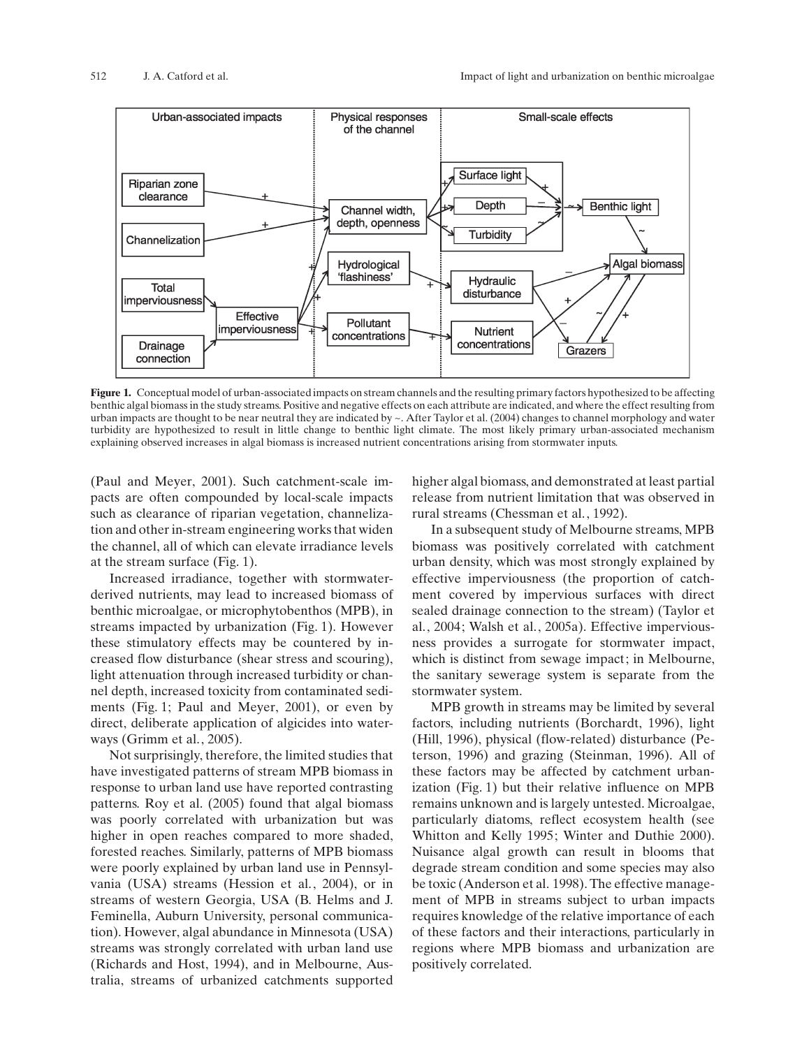Figure 1. Conceptual model of urban-associated impacts on stream channels and the resulting primary factors hypothesized to be affecting benthic algal biomass in the study streams. Positive and negative effects on each attribute are indicated, and where the effect resulting from urban impacts are thought to be near neutral they are indicated by ~. After Taylor et al. (2004) changes to channel morphology and water turbidity are hypothesized to result in little change to benthic light climate. The most likely primary urban-associated mechanism explaining observed increases in algal biomass is increased nutrient concentrations arising from stormwater inputs.

(Paul and Meyer, 2001). Such catchment-scale impacts are often compounded by local-scale impacts such as clearance of riparian vegetation, channelization and other in-stream engineering works that widen the channel, all of which can elevate irradiance levels at the stream surface (Fig. 1).

Increased irradiance, together with stormwater-derived nutrients, may lead to increased biomass of benthic microalgae, or microphytobenthos (MPB), in streams impacted by urbanization (Fig. 1). However these stimulatory effects may be countered by increased flow disturbance (shear stress and scouring), light attenuation through increased turbidity or channel depth, increased toxicity from contaminated sediments (Fig. 1; Paul and Meyer, 2001), or even by direct, deliberate application of algicides into waterways (Grimm et al., 2005).

Not surprisingly, therefore, the limited studies that have investigated patterns of stream MPB biomass in response to urban land use have reported contrasting patterns. Roy et al. (2005) found that algal biomass was poorly correlated with urbanization but was higher in open reaches compared to more shaded, forested reaches. Similarly, patterns of MPB biomass were poorly explained by urban land use in Pennsylvania (USA) streams (Hession et al., 2004), or in streams of western Georgia, USA (B. Helms and J. Feminella, Auburn University, personal communication). However, algal abundance in Minnesota (USA) streams was strongly correlated with urban land use (Richards and Host, 1994), and in Melbourne, Australia, streams of urbanized catchments supported higher algal biomass, and demonstrated at least partial release from nutrient limitation that was observed in rural streams (Chessman et al., 1992).

In a subsequent study of Melbourne streams, MPB biomass was positively correlated with catchment urban density, which was most strongly explained by effective imperviousness (the proportion of catchment covered by impervious surfaces with direct sealed drainage connection to the stream) (Taylor et al., 2004; Walsh et al., 2005a). Effective imperviousness provides a surrogate for stormwater impact, which is distinct from sewage impact; in Melbourne, the sanitary sewerage system is separate from the stormwater system.

MPB growth in streams may be limited by several factors, including nutrients (Borchardt, 1996), light (Hill, 1996), physical (flow-related) disturbance (Peterson, 1996) and grazing (Steinman, 1996). All of these factors may be affected by catchment urbanization (Fig. 1) but their relative influence on MPB remains unknown and is largely untested. Microalgae, particularly diatoms, reflect ecosystem health (see Whitton and Kelly 1995; Winter and Duthie 2000). Nuisance algal growth can result in blooms that degrade stream condition and some species may also be toxic (Anderson et al. 1998). The effective management of MPB in streams subject to urban impacts requires knowledge of the relative importance of each of these factors and their interactions, particularly in regions where MPB biomass and urbanization are positively correlated.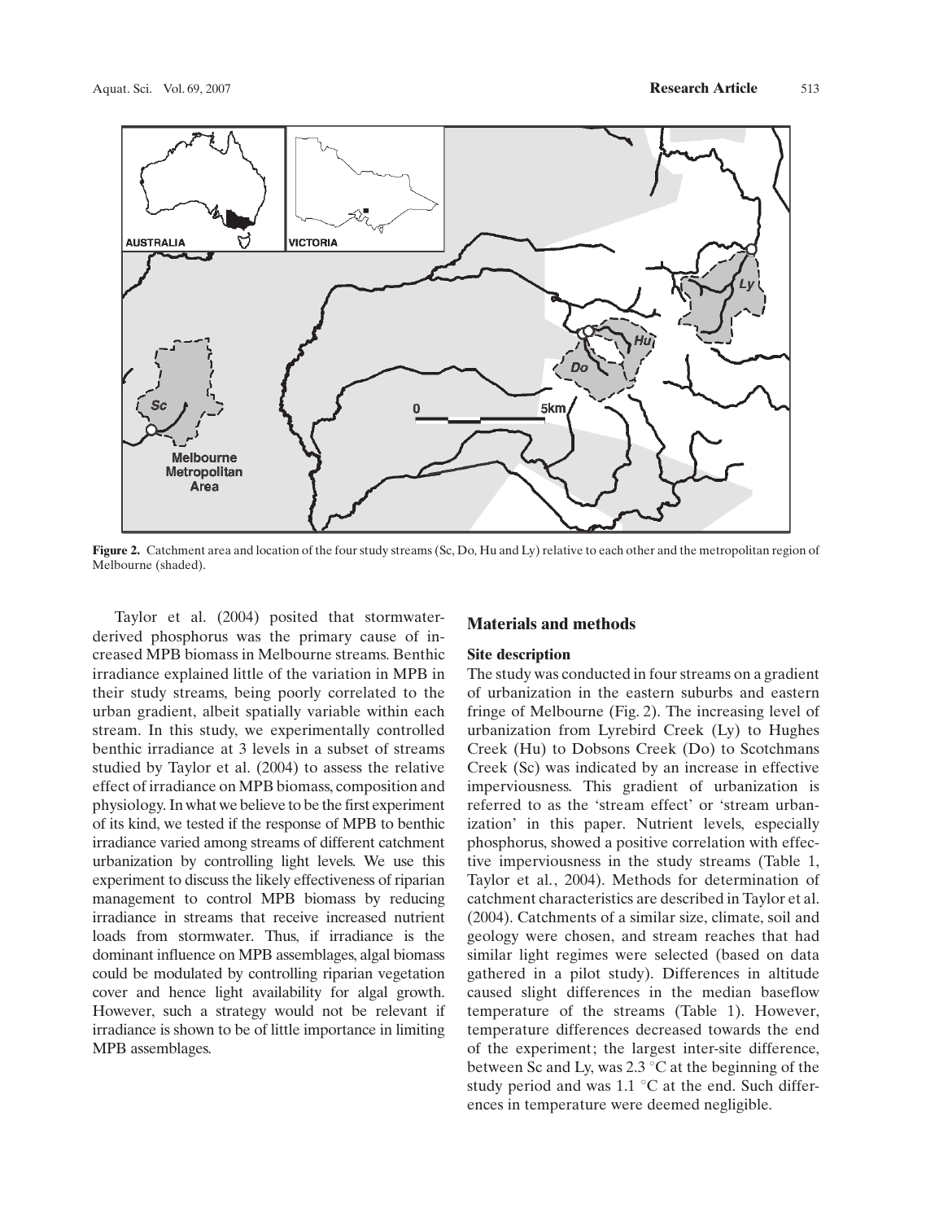**Figure 2.** Catchment area and location of the four study streams (Sc, Do, Hu and Ly) relative to each other and the metropolitan region of Melbourne (shaded).

Taylor et al. (2004) posited that stormwater-derived phosphorus was the primary cause of increased MPB biomass in Melbourne streams. Benthic irradiance explained little of the variation in MPB in their study streams, being poorly correlated to the urban gradient, albeit spatially variable within each stream. In this study, we experimentally controlled benthic irradiance at 3 levels in a subset of streams studied by Taylor et al. (2004) to assess the relative effect of irradiance on MPB biomass, composition and physiology. In what we believe to be the first experiment of its kind, we tested if the response of MPB to benthic irradiance varied among streams of different catchment urbanization by controlling light levels. We use this experiment to discuss the likely effectiveness of riparian management to control MPB biomass by reducing irradiance in streams that receive increased nutrient loads from stormwater. Thus, if irradiance is the dominant influence on MPB assemblages, algal biomass could be modulated by controlling riparian vegetation cover and hence light availability for algal growth. However, such a strategy would not be relevant if irradiance is shown to be of little importance in limiting MPB assemblages.

## Materials and methods

### Site description

The study was conducted in four streams on a gradient of urbanization in the eastern suburbs and eastern fringe of Melbourne (Fig. 2). The increasing level of urbanization from Lyrebird Creek (Ly) to Hughes Creek (Hu) to Dobsons Creek (Do) to Scotchmans Creek (Sc) was indicated by an increase in effective imperviousness. This gradient of urbanization is referred to as the 'stream effect' or 'stream urbanization' in this paper. Nutrient levels, especially phosphorus, showed a positive correlation with effective imperviousness in the study streams (Table 1, Taylor et al., 2004). Methods for determination of catchment characteristics are described in Taylor et al. (2004). Catchments of a similar size, climate, soil and geology were chosen, and stream reaches that had similar light regimes were selected (based on data gathered in a pilot study). Differences in altitude caused slight differences in the median baseflow temperature of the streams (Table 1). However, temperature differences decreased towards the end of the experiment; the largest inter-site difference, between Sc and Ly, was 2.3 °C at the beginning of the study period and was 1.1 °C at the end. Such differences in temperature were deemed negligible.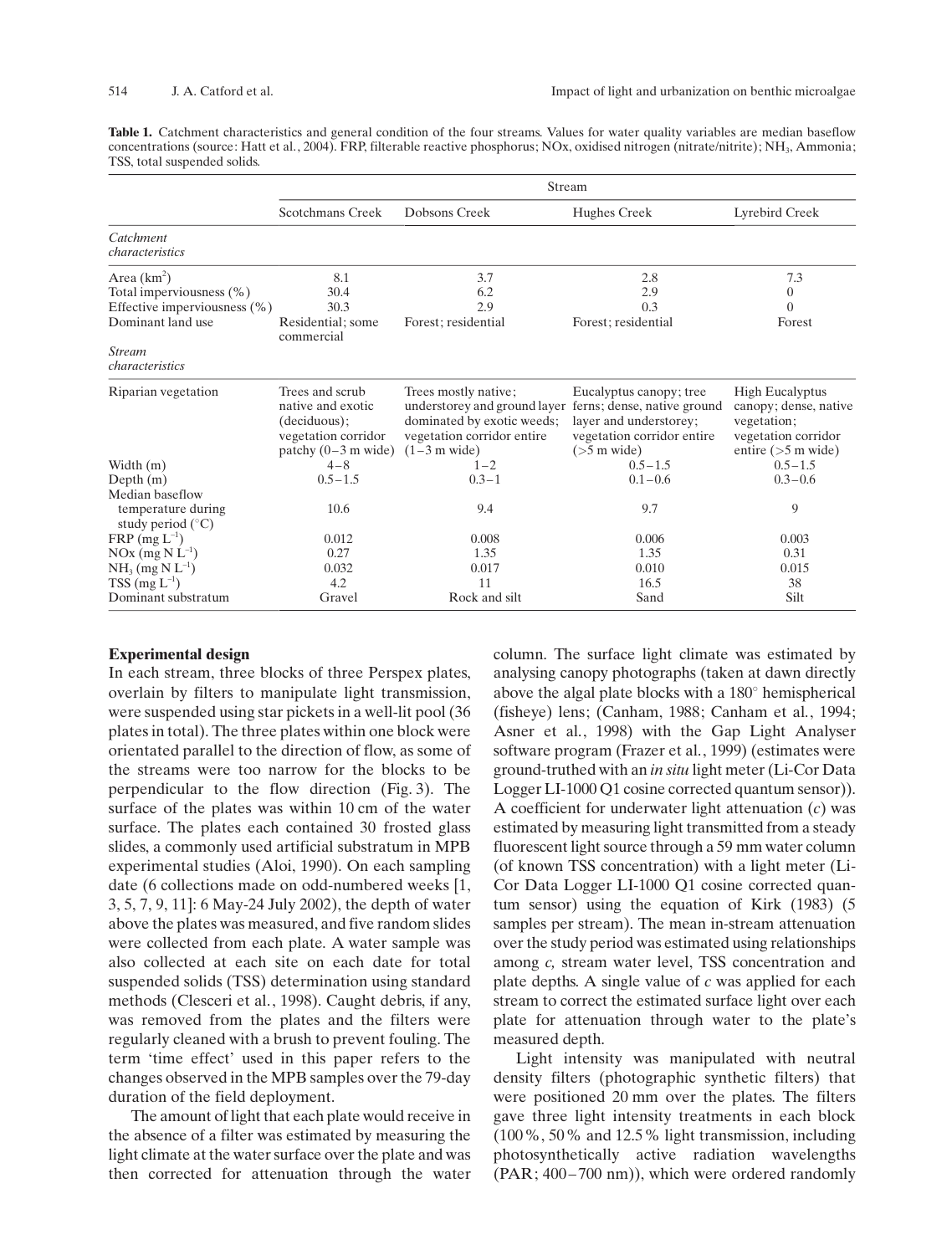**Table 1.** Catchment characteristics and general condition of the four streams. Values for water quality variables are median baseflow concentrations (source: Hatt et al., 2004). FRP, filterable reactive phosphorus; NOx, oxidised nitrogen (nitrate/nitrite); $NH_3$, Ammonia; TSS, total suspended solids.

| | Stream | | | |
|---|---|---|---|---|
| | Scotchmans Creek | Dobsons Creek | Hughes Creek | Lyrebird Creek |
| *Catchment characteristics* | | | | |
| Area ($km^2$) | 8.1 | 3.7 | 2.8 | 7.3 |
| Total imperviousness (%) | 30.4 | 6.2 | 2.9 | 0 |
| Effective imperviousness (%) | 30.3 | 2.9 | 0.3 | 0 |
| Dominant land use | Residential; some commercial | Forest; residential | Forest; residential | Forest |
| *Stream characteristics* | | | | |
| Riparian vegetation | Trees and scrub native and exotic (deciduous); vegetation corridor patchy (0–3 m wide) | Trees mostly native; understorey and ground layer dominated by exotic weeds; vegetation corridor entire (1–3 m wide) | Eucalyptus canopy; tree ferns; dense, native ground layer and understorey; vegetation corridor entire (>5 m wide) | High Eucalyptus canopy; dense, native vegetation; vegetation corridor entire (>5 m wide) |
| Width (m) | 4–8 | 1–2 | 0.5–1.5 | 0.5–1.5 |
| Depth (m) | 0.5–1.5 | 0.3–1 | 0.1–0.6 | 0.3–0.6 |
| Median baseflow temperature during study period (°C) | 10.6 | 9.4 | 9.7 | 9 |
| FRP (mg $L^{-1}$) | 0.012 | 0.008 | 0.006 | 0.003 |
| NOx (mg N $L^{-1}$) | 0.27 | 1.35 | 1.35 | 0.31 |
| $NH_3$ (mg N $L^{-1}$) | 0.032 | 0.017 | 0.010 | 0.015 |
| TSS (mg $L^{-1}$) | 4.2 | 11 | 16.5 | 38 |
| Dominant substratum | Gravel | Rock and silt | Sand | Silt |

### Experimental design

In each stream, three blocks of three Perspex plates, overlain by filters to manipulate light transmission, were suspended using star pickets in a well-lit pool (36 plates in total). The three plates within one block were orientated parallel to the direction of flow, as some of the streams were too narrow for the blocks to be perpendicular to the flow direction (Fig. 3). The surface of the plates was within 10 cm of the water surface. The plates each contained 30 frosted glass slides, a commonly used artificial substratum in MPB experimental studies (Aloi, 1990). On each sampling date (6 collections made on odd-numbered weeks [1, 3, 5, 7, 9, 11]: 6 May-24 July 2002), the depth of water above the plates was measured, and five random slides were collected from each plate. A water sample was also collected at each site on each date for total suspended solids (TSS) determination using standard methods (Clesceri et al., 1998). Caught debris, if any, was removed from the plates and the filters were regularly cleaned with a brush to prevent fouling. The term 'time effect' used in this paper refers to the changes observed in the MPB samples over the 79-day duration of the field deployment.

The amount of light that each plate would receive in the absence of a filter was estimated by measuring the light climate at the water surface over the plate and was then corrected for attenuation through the water column. The surface light climate was estimated by analysing canopy photographs (taken at dawn directly above the algal plate blocks with a 180° hemispherical (fisheye) lens; (Canham, 1988; Canham et al., 1994; Asner et al., 1998) with the Gap Light Analyser software program (Frazer et al., 1999) (estimates were ground-truthed with an *in situ* light meter (Li-Cor Data Logger LI-1000 Q1 cosine corrected quantum sensor)). A coefficient for underwater light attenuation ($c$) was estimated by measuring light transmitted from a steady fluorescent light source through a 59 mm water column (of known TSS concentration) with a light meter (Li-Cor Data Logger LI-1000 Q1 cosine corrected quantum sensor) using the equation of Kirk (1983) (5 samples per stream). The mean in-stream attenuation over the study period was estimated using relationships among $c$, stream water level, TSS concentration and plate depths. A single value of $c$ was applied for each stream to correct the estimated surface light over each plate for attenuation through water to the plate's measured depth.

Light intensity was manipulated with neutral density filters (photographic synthetic filters) that were positioned 20 mm over the plates. The filters gave three light intensity treatments in each block (100%, 50% and 12.5% light transmission, including photosynthetically active radiation wavelengths (PAR; 400–700 nm)), which were ordered randomly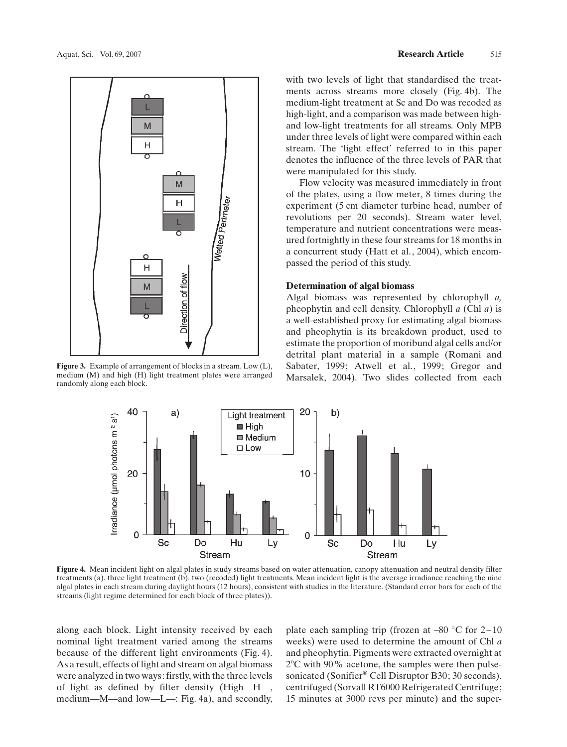with two levels of light that standardised the treatments across streams more closely (Fig. 4b). The medium-light treatment at Sc and Do was recoded as high-light, and a comparison was made between high- and low-light treatments for all streams. Only MPB under three levels of light were compared within each stream. The 'light effect' referred to in this paper denotes the influence of the three levels of PAR that were manipulated for this study.

Flow velocity was measured immediately in front of the plates, using a flow meter, 8 times during the experiment (5 cm diameter turbine head, number of revolutions per 20 seconds). Stream water level, temperature and nutrient concentrations were measured fortnightly in these four streams for 18 months in a concurrent study (Hatt et al., 2004), which encompassed the period of this study.

**Figure 3.** Example of arrangement of blocks in a stream. Low (L), medium (M) and high (H) light treatment plates were arranged randomly along each block.

### Determination of algal biomass

Algal biomass was represented by chlorophyll *a,* pheophytin and cell density. Chlorophyll *a* (Chl *a*) is a well-established proxy for estimating algal biomass and pheophytin is its breakdown product, used to estimate the proportion of moribund algal cells and/or detrital plant material in a sample (Romani and Sabater, 1999; Atwell et al., 1999; Gregor and Marsalek, 2004). Two slides collected from each

**Figure 4.** Mean incident light on algal plates in study streams based on water attenuation, canopy attenuation and neutral density filter treatments (a). three light treatment (b). two (recoded) light treatments. Mean incident light is the average irradiance reaching the nine algal plates in each stream during daylight hours (12 hours), consistent with studies in the literature. (Standard error bars for each of the streams (light regime determined for each block of three plates)).

along each block. Light intensity received by each nominal light treatment varied among the streams because of the different light environments (Fig. 4). As a result, effects of light and stream on algal biomass were analyzed in two ways: firstly, with the three levels of light as defined by filter density (High—H—, medium—M—and low—L—: Fig. 4a), and secondly,

plate each sampling trip (frozen at –80 °C for 2–10 weeks) were used to determine the amount of Chl *a* and pheophytin. Pigments were extracted overnight at 2°C with 90% acetone, the samples were then pulse-sonicated (Sonifier® Cell Disruptor B30; 30 seconds), centrifuged (Sorvall RT6000 Refrigerated Centrifuge; 15 minutes at 3000 revs per minute) and the super-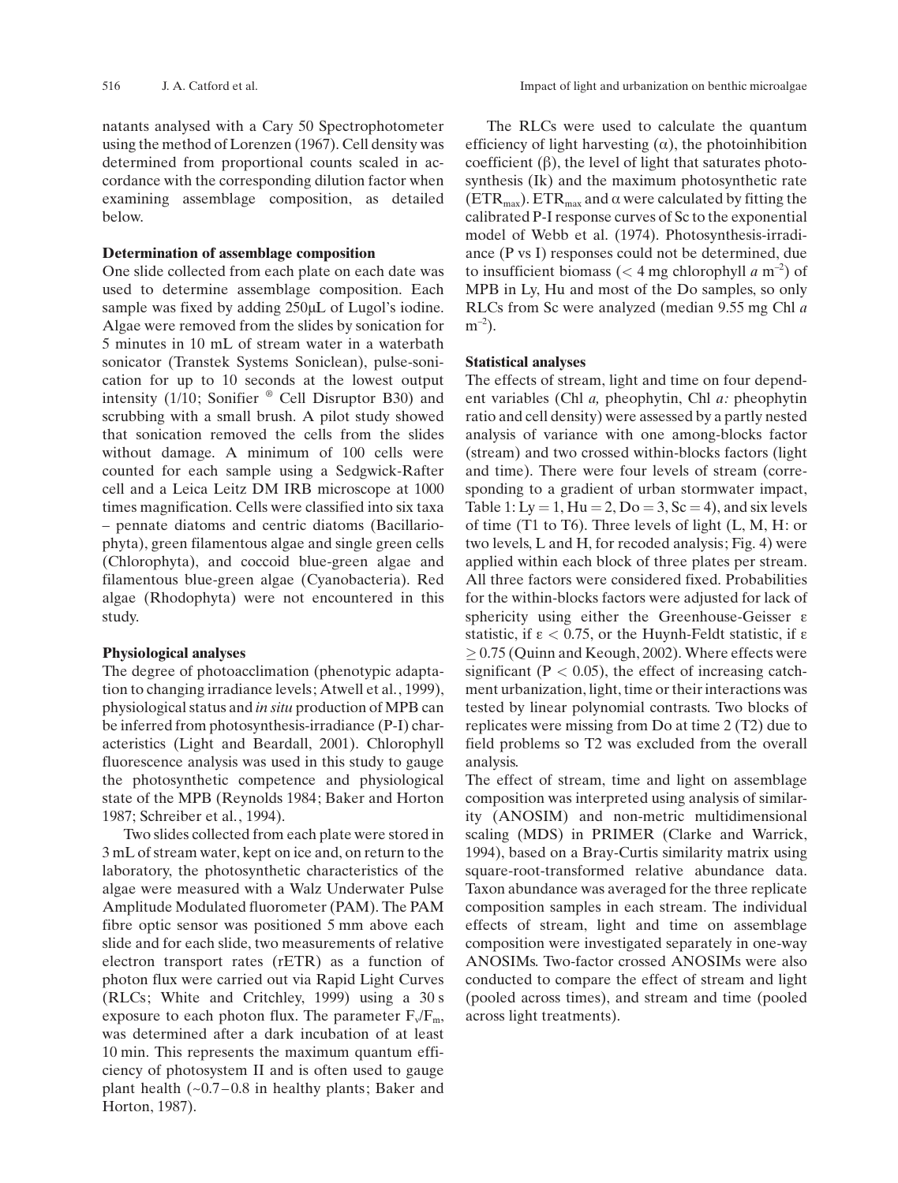natants analysed with a Cary 50 Spectrophotometer using the method of Lorenzen (1967). Cell density was determined from proportional counts scaled in accordance with the corresponding dilution factor when examining assemblage composition, as detailed below.

**Determination of assemblage composition**

One slide collected from each plate on each date was used to determine assemblage composition. Each sample was fixed by adding 250μL of Lugol's iodine. Algae were removed from the slides by sonication for 5 minutes in 10 mL of stream water in a waterbath sonicator (Transtek Systems Soniclean), pulse-sonication for up to 10 seconds at the lowest output intensity (1/10; Sonifier ® Cell Disruptor B30) and scrubbing with a small brush. A pilot study showed that sonication removed the cells from the slides without damage. A minimum of 100 cells were counted for each sample using a Sedgwick-Rafter cell and a Leica Leitz DM IRB microscope at 1000 times magnification. Cells were classified into six taxa – pennate diatoms and centric diatoms (Bacillariophyta), green filamentous algae and single green cells (Chlorophyta), and coccoid blue-green algae and filamentous blue-green algae (Cyanobacteria). Red algae (Rhodophyta) were not encountered in this study.

**Physiological analyses**

The degree of photoacclimation (phenotypic adaptation to changing irradiance levels; Atwell et al., 1999), physiological status and *in situ* production of MPB can be inferred from photosynthesis-irradiance (P-I) characteristics (Light and Beardall, 2001). Chlorophyll fluorescence analysis was used in this study to gauge the photosynthetic competence and physiological state of the MPB (Reynolds 1984; Baker and Horton 1987; Schreiber et al., 1994).

Two slides collected from each plate were stored in 3 mL of stream water, kept on ice and, on return to the laboratory, the photosynthetic characteristics of the algae were measured with a Walz Underwater Pulse Amplitude Modulated fluorometer (PAM). The PAM fibre optic sensor was positioned 5 mm above each slide and for each slide, two measurements of relative electron transport rates (rETR) as a function of photon flux were carried out via Rapid Light Curves (RLCs; White and Critchley, 1999) using a 30 s exposure to each photon flux. The parameter $F_v/F_m$, was determined after a dark incubation of at least 10 min. This represents the maximum quantum efficiency of photosystem II and is often used to gauge plant health (~0.7–0.8 in healthy plants; Baker and Horton, 1987).

The RLCs were used to calculate the quantum efficiency of light harvesting (α), the photoinhibition coefficient (β), the level of light that saturates photosynthesis (Ik) and the maximum photosynthetic rate ($ETR_{max}$). $ETR_{max}$ and α were calculated by fitting the calibrated P-I response curves of Sc to the exponential model of Webb et al. (1974). Photosynthesis-irradiance (P vs I) responses could not be determined, due to insufficient biomass (< 4 mg chlorophyll *a* $m^{-2}$) of MPB in Ly, Hu and most of the Do samples, so only RLCs from Sc were analyzed (median 9.55 mg Chl *a* $m^{-2}$).

**Statistical analyses**

The effects of stream, light and time on four dependent variables (Chl *a,* pheophytin, Chl *a:* pheophytin ratio and cell density) were assessed by a partly nested analysis of variance with one among-blocks factor (stream) and two crossed within-blocks factors (light and time). There were four levels of stream (corresponding to a gradient of urban stormwater impact, Table 1: Ly = 1, Hu = 2, Do = 3, Sc = 4), and six levels of time (T1 to T6). Three levels of light (L, M, H: or two levels, L and H, for recoded analysis; Fig. 4) were applied within each block of three plates per stream. All three factors were considered fixed. Probabilities for the within-blocks factors were adjusted for lack of sphericity using either the Greenhouse-Geisser ε statistic, if $\varepsilon < 0.75$, or the Huynh-Feldt statistic, if $\varepsilon \geq 0.75$ (Quinn and Keough, 2002). Where effects were significant ($P < 0.05$), the effect of increasing catchment urbanization, light, time or their interactions was tested by linear polynomial contrasts. Two blocks of replicates were missing from Do at time 2 (T2) due to field problems so T2 was excluded from the overall analysis.

The effect of stream, time and light on assemblage composition was interpreted using analysis of similarity (ANOSIM) and non-metric multidimensional scaling (MDS) in PRIMER (Clarke and Warrick, 1994), based on a Bray-Curtis similarity matrix using square-root-transformed relative abundance data. Taxon abundance was averaged for the three replicate composition samples in each stream. The individual effects of stream, light and time on assemblage composition were investigated separately in one-way ANOSIMs. Two-factor crossed ANOSIMs were also conducted to compare the effect of stream and light (pooled across times), and stream and time (pooled across light treatments).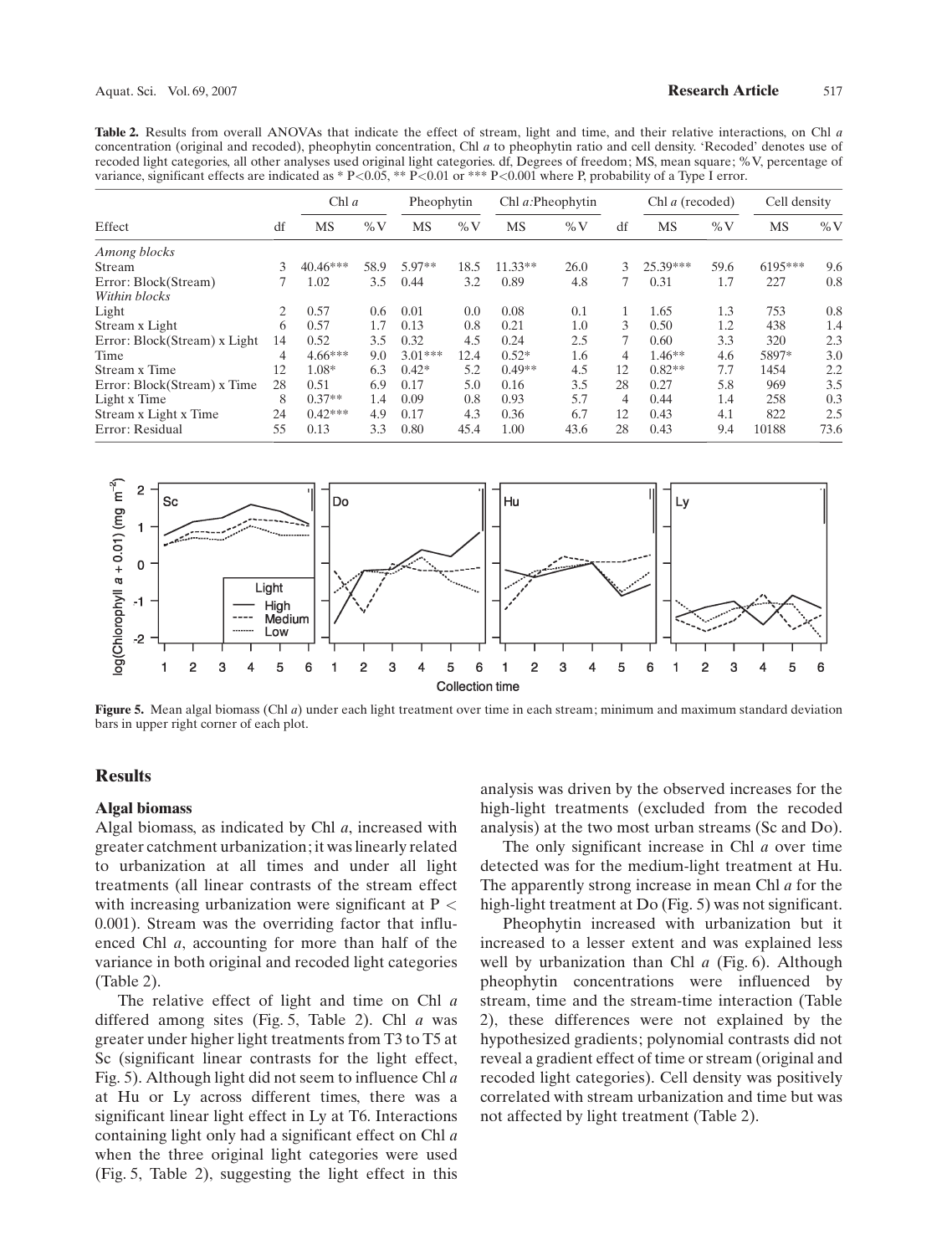**Table 2.** Results from overall ANOVAs that indicate the effect of stream, light and time, and their relative interactions, on Chl *a* concentration (original and recoded), pheophytin concentration, Chl *a* to pheophytin ratio and cell density. 'Recoded' denotes use of recoded light categories, all other analyses used original light categories. df, Degrees of freedom; MS, mean square; %V, percentage of variance, significant effects are indicated as * P<0.05, ** P<0.01 or *** P<0.001 where P, probability of a Type I error.

| Effect | df | Chl *a* | | Pheophytin | | Chl *a*:Pheophytin | | df | Chl *a* (recoded) | | Cell density | |
|---|---|---|---|---|---|---|---|---|---|---|---|---|
| | | MS | %V | MS | %V | MS | %V | | MS | %V | MS | %V |
| *Among blocks* | | | | | | | | | | | | |
| Stream | 3 | 40.46*** | 58.9 | 5.97** | 18.5 | 11.33** | 26.0 | 3 | 25.39*** | 59.6 | 6195*** | 9.6 |
| Error: Block(Stream) | 7 | 1.02 | 3.5 | 0.44 | 3.2 | 0.89 | 4.8 | 7 | 0.31 | 1.7 | 227 | 0.8 |
| *Within blocks* | | | | | | | | | | | | |
| Light | 2 | 0.57 | 0.6 | 0.01 | 0.0 | 0.08 | 0.1 | 1 | 1.65 | 1.3 | 753 | 0.8 |
| Stream x Light | 6 | 0.57 | 1.7 | 0.13 | 0.8 | 0.21 | 1.0 | 3 | 0.50 | 1.2 | 438 | 1.4 |
| Error: Block(Stream) x Light | 14 | 0.52 | 3.5 | 0.32 | 4.5 | 0.24 | 2.5 | 7 | 0.60 | 3.3 | 320 | 2.3 |
| Time | 4 | 4.66*** | 9.0 | 3.01*** | 12.4 | 0.52* | 1.6 | 4 | 1.46** | 4.6 | 5897* | 3.0 |
| Stream x Time | 12 | 1.08* | 6.3 | 0.42* | 5.2 | 0.49** | 4.5 | 12 | 0.82** | 7.7 | 1454 | 2.2 |
| Error: Block(Stream) x Time | 28 | 0.51 | 6.9 | 0.17 | 5.0 | 0.16 | 3.5 | 28 | 0.27 | 5.8 | 969 | 3.5 |
| Light x Time | 8 | 0.37** | 1.4 | 0.09 | 0.8 | 0.93 | 5.7 | 4 | 0.44 | 1.4 | 258 | 0.3 |
| Stream x Light x Time | 24 | 0.42*** | 4.9 | 0.17 | 4.3 | 0.36 | 6.7 | 12 | 0.43 | 4.1 | 822 | 2.5 |
| Error: Residual | 55 | 0.13 | 3.3 | 0.80 | 45.4 | 1.00 | 43.6 | 28 | 0.43 | 9.4 | 10188 | 73.6 |

**Figure 5.** Mean algal biomass (Chl *a*) under each light treatment over time in each stream; minimum and maximum standard deviation bars in upper right corner of each plot.

## Results

### Algal biomass

Algal biomass, as indicated by Chl *a*, increased with greater catchment urbanization; it was linearly related to urbanization at all times and under all light treatments (all linear contrasts of the stream effect with increasing urbanization were significant at $P < 0.001$). Stream was the overriding factor that influenced Chl *a*, accounting for more than half of the variance in both original and recoded light categories (Table 2).

The relative effect of light and time on Chl *a* differed among sites (Fig. 5, Table 2). Chl *a* was greater under higher light treatments from T3 to T5 at Sc (significant linear contrasts for the light effect, Fig. 5). Although light did not seem to influence Chl *a* at Hu or Ly across different times, there was a significant linear light effect in Ly at T6. Interactions containing light only had a significant effect on Chl *a* when the three original light categories were used (Fig. 5, Table 2), suggesting the light effect in this analysis was driven by the observed increases for the high-light treatments (excluded from the recoded analysis) at the two most urban streams (Sc and Do).

The only significant increase in Chl *a* over time detected was for the medium-light treatment at Hu. The apparently strong increase in mean Chl *a* for the high-light treatment at Do (Fig. 5) was not significant.

Pheophytin increased with urbanization but it increased to a lesser extent and was explained less well by urbanization than Chl *a* (Fig. 6). Although pheophytin concentrations were influenced by stream, time and the stream-time interaction (Table 2), these differences were not explained by the hypothesized gradients; polynomial contrasts did not reveal a gradient effect of time or stream (original and recoded light categories). Cell density was positively correlated with stream urbanization and time but was not affected by light treatment (Table 2).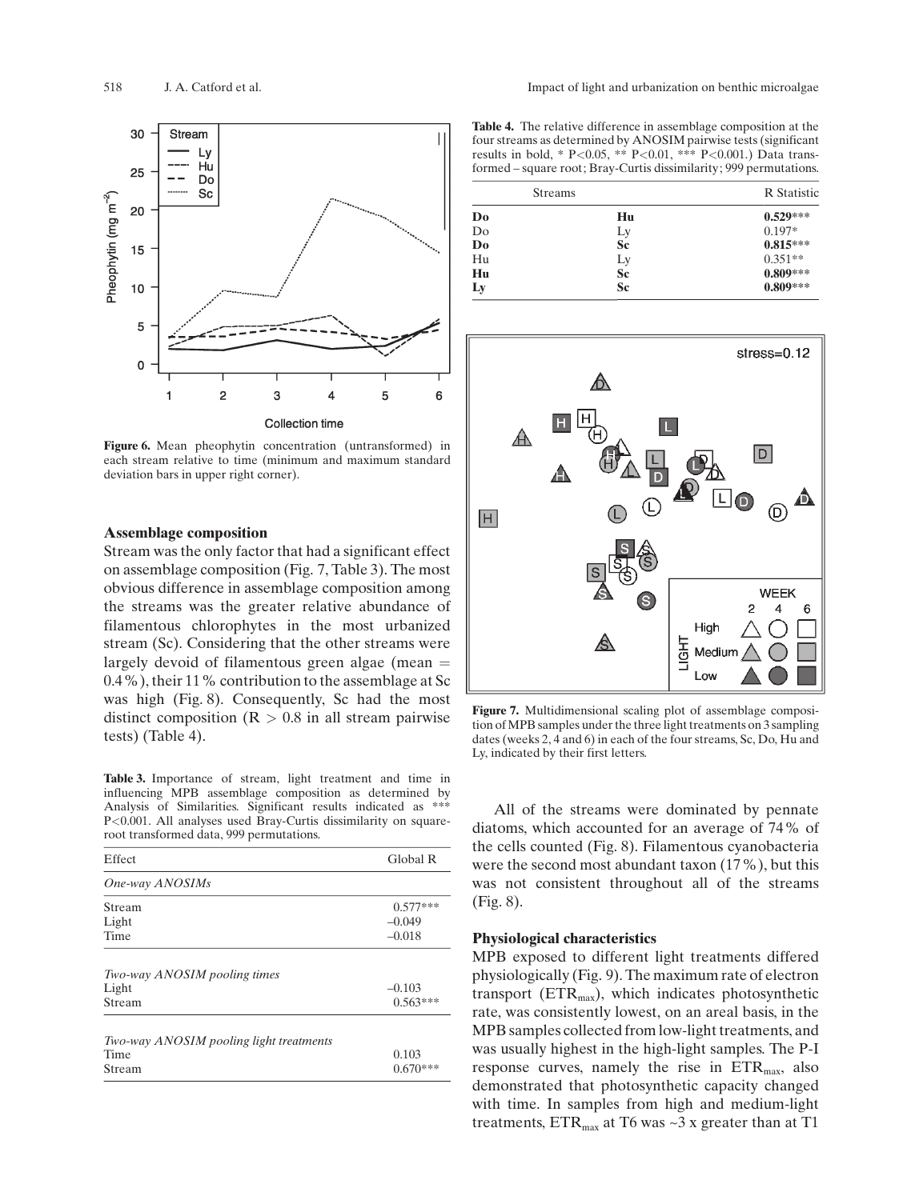Figure 6. Mean pheophytin concentration (untransformed) in each stream relative to time (minimum and maximum standard deviation bars in upper right corner).

### Assemblage composition

Stream was the only factor that had a significant effect on assemblage composition (Fig. 7, Table 3). The most obvious difference in assemblage composition among the streams was the greater relative abundance of filamentous chlorophytes in the most urbanized stream (Sc). Considering that the other streams were largely devoid of filamentous green algae (mean = 0.4%), their 11% contribution to the assemblage at Sc was high (Fig. 8). Consequently, Sc had the most distinct composition ($R > 0.8$ in all stream pairwise tests) (Table 4).

**Table 3.** Importance of stream, light treatment and time in influencing MPB assemblage composition as determined by Analysis of Similarities. Significant results indicated as *** $P<0.001$. All analyses used Bray-Curtis dissimilarity on square-root transformed data, 999 permutations.

| Effect | Global R |
|---|---|
| *One-way ANOSIMs* | |
| Stream | 0.577*** |
| Light | –0.049 |
| Time | –0.018 |
| *Two-way ANOSIM pooling times* | |
| Light | –0.103 |
| Stream | 0.563*** |
| *Two-way ANOSIM pooling light treatments* | |
| Time | 0.103 |
| Stream | 0.670*** |

**Table 4.** The relative difference in assemblage composition at the four streams as determined by ANOSIM pairwise tests (significant results in bold, * $P<0.05$, ** $P<0.01$, *** $P<0.001$.) Data transformed – square root; Bray-Curtis dissimilarity; 999 permutations.

| Streams | | R Statistic |
|---|---|---|
| **Do** | **Hu** | **0.529*** ** |
| Do | Ly | 0.197* |
| **Do** | **Sc** | **0.815*** ** |
| Hu | Ly | 0.351** |
| **Hu** | **Sc** | **0.809*** ** |
| **Ly** | **Sc** | **0.809*** ** |

Figure 7. Multidimensional scaling plot of assemblage composition of MPB samples under the three light treatments on 3 sampling dates (weeks 2, 4 and 6) in each of the four streams, Sc, Do, Hu and Ly, indicated by their first letters.

All of the streams were dominated by pennate diatoms, which accounted for an average of 74% of the cells counted (Fig. 8). Filamentous cyanobacteria were the second most abundant taxon (17%), but this was not consistent throughout all of the streams (Fig. 8).

### Physiological characteristics

MPB exposed to different light treatments differed physiologically (Fig. 9). The maximum rate of electron transport ($ETR_{max}$), which indicates photosynthetic rate, was consistently lowest, on an areal basis, in the MPB samples collected from low-light treatments, and was usually highest in the high-light samples. The P-I response curves, namely the rise in $ETR_{max}$, also demonstrated that photosynthetic capacity changed with time. In samples from high and medium-light treatments, $ETR_{max}$ at T6 was ~3 x greater than at T1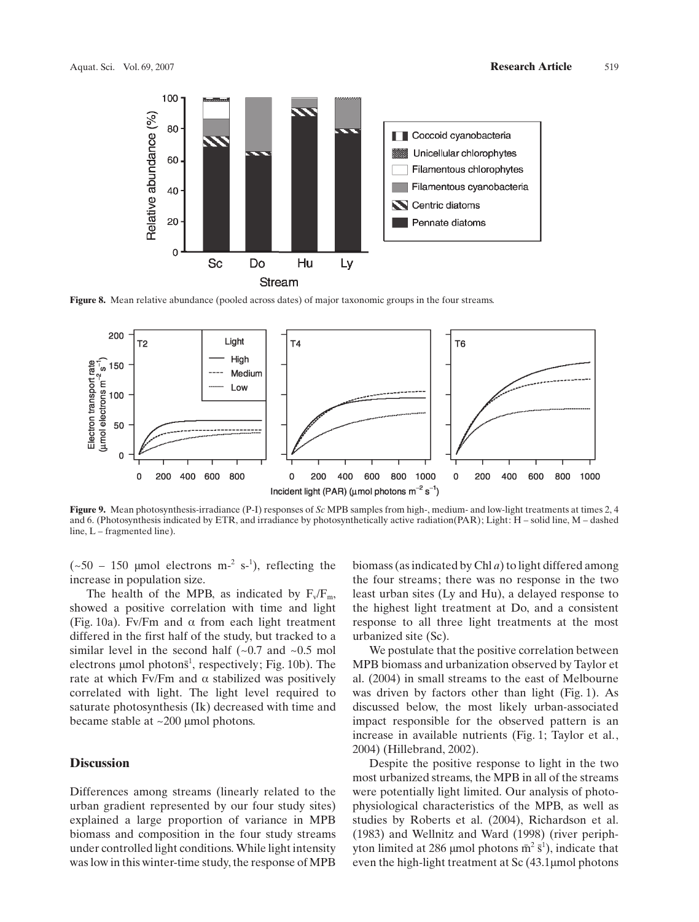**Figure 8.** Mean relative abundance (pooled across dates) of major taxonomic groups in the four streams.

**Figure 9.** Mean photosynthesis-irradiance (P-I) responses of *Sc* MPB samples from high-, medium- and low-light treatments at times 2, 4 and 6. (Photosynthesis indicated by ETR, and irradiance by photosynthetically active radiation(PAR); Light: H – solid line, M – dashed line, L – fragmented line).

(~50 – 150 µmol electrons $m^{-2}$ $s^{-1}$), reflecting the increase in population size.

The health of the MPB, as indicated by $F_v/F_m$, showed a positive correlation with time and light (Fig. 10a). Fv/Fm and α from each light treatment differed in the first half of the study, but tracked to a similar level in the second half (~0.7 and ~0.5 mol electrons µmol photons$^{-1}$, respectively; Fig. 10b). The rate at which Fv/Fm and α stabilized was positively correlated with light. The light level required to saturate photosynthesis (Ik) decreased with time and became stable at ~200 µmol photons.

## Discussion

Differences among streams (linearly related to the urban gradient represented by our four study sites) explained a large proportion of variance in MPB biomass and composition in the four study streams under controlled light conditions. While light intensity was low in this winter-time study, the response of MPB biomass (as indicated by Chl *a*) to light differed among the four streams; there was no response in the two least urban sites (Ly and Hu), a delayed response to the highest light treatment at Do, and a consistent response to all three light treatments at the most urbanized site (Sc).

We postulate that the positive correlation between MPB biomass and urbanization observed by Taylor et al. (2004) in small streams to the east of Melbourne was driven by factors other than light (Fig. 1). As discussed below, the most likely urban-associated impact responsible for the observed pattern is an increase in available nutrients (Fig. 1; Taylor et al., 2004) (Hillebrand, 2002).

Despite the positive response to light in the two most urbanized streams, the MPB in all of the streams were potentially light limited. Our analysis of photophysiological characteristics of the MPB, as well as studies by Roberts et al. (2004), Richardson et al. (1983) and Wellnitz and Ward (1998) (river periphyton limited at 286 µmol photons $m^{-2}$ $s^{-1}$), indicate that even the high-light treatment at Sc (43.1µmol photons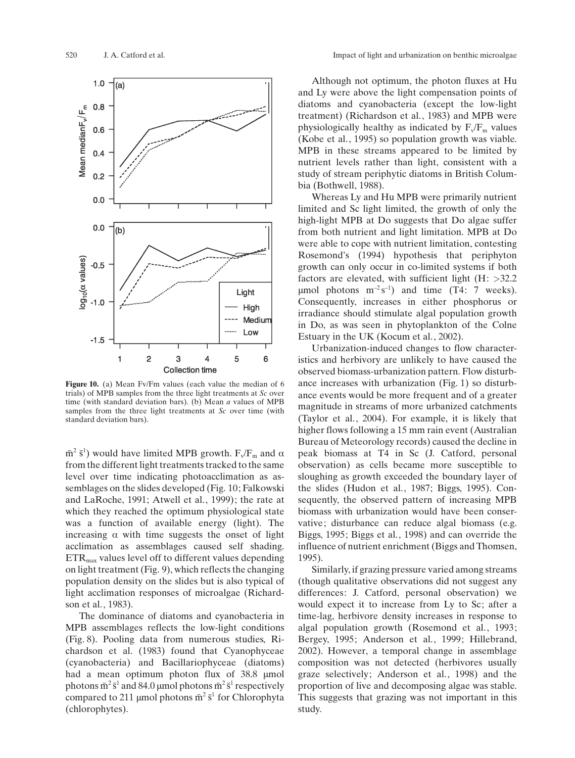**Figure 10.** (a) Mean Fv/Fm values (each value the median of 6 trials) of MPB samples from the three light treatments at *Sc* over time (with standard deviation bars). (b) Mean *a* values of MPB samples from the three light treatments at *Sc* over time (with standard deviation bars).

$m^{-2} s^{-1}$) would have limited MPB growth. $F_v/F_m$ and $\alpha$ from the different light treatments tracked to the same level over time indicating photoacclimation as assemblages on the slides developed (Fig. 10; Falkowski and LaRoche, 1991; Atwell et al., 1999); the rate at which they reached the optimum physiological state was a function of available energy (light). The increasing $\alpha$ with time suggests the onset of light acclimation as assemblages caused self shading. $ETR_{max}$ values level off to different values depending on light treatment (Fig. 9), which reflects the changing population density on the slides but is also typical of light acclimation responses of microalgae (Richardson et al., 1983).

The dominance of diatoms and cyanobacteria in MPB assemblages reflects the low-light conditions (Fig. 8). Pooling data from numerous studies, Richardson et al. (1983) found that Cyanophyceae (cyanobacteria) and Bacillariophyceae (diatoms) had a mean optimum photon flux of 38.8 µmol photons $m^{-2} s^{-1}$ and 84.0 µmol photons $m^{-2} s^{-1}$ respectively compared to 211 µmol photons $m^{-2} s^{-1}$ for Chlorophyta (chlorophytes).

Although not optimum, the photon fluxes at Hu and Ly were above the light compensation points of diatoms and cyanobacteria (except the low-light treatment) (Richardson et al., 1983) and MPB were physiologically healthy as indicated by $F_v/F_m$ values (Kobe et al., 1995) so population growth was viable. MPB in these streams appeared to be limited by nutrient levels rather than light, consistent with a study of stream periphytic diatoms in British Columbia (Bothwell, 1988).

Whereas Ly and Hu MPB were primarily nutrient limited and Sc light limited, the growth of only the high-light MPB at Do suggests that Do algae suffer from both nutrient and light limitation. MPB at Do were able to cope with nutrient limitation, contesting Rosemond's (1994) hypothesis that periphyton growth can only occur in co-limited systems if both factors are elevated, with sufficient light (H: >32.2 µmol photons $m^{-2} s^{-1}$) and time (T4: 7 weeks). Consequently, increases in either phosphorus or irradiance should stimulate algal population growth in Do, as was seen in phytoplankton of the Colne Estuary in the UK (Kocum et al., 2002).

Urbanization-induced changes to flow characteristics and herbivory are unlikely to have caused the observed biomass-urbanization pattern. Flow disturbance increases with urbanization (Fig. 1) so disturbance events would be more frequent and of a greater magnitude in streams of more urbanized catchments (Taylor et al., 2004). For example, it is likely that higher flows following a 15 mm rain event (Australian Bureau of Meteorology records) caused the decline in peak biomass at T4 in Sc (J. Catford, personal observation) as cells became more susceptible to sloughing as growth exceeded the boundary layer of the slides (Hudon et al., 1987; Biggs, 1995). Consequently, the observed pattern of increasing MPB biomass with urbanization would have been conservative; disturbance can reduce algal biomass (e.g. Biggs, 1995; Biggs et al., 1998) and can override the influence of nutrient enrichment (Biggs and Thomsen, 1995).

Similarly, if grazing pressure varied among streams (though qualitative observations did not suggest any differences: J. Catford, personal observation) we would expect it to increase from Ly to Sc; after a time-lag, herbivore density increases in response to algal population growth (Rosemond et al., 1993; Bergey, 1995; Anderson et al., 1999; Hillebrand, 2002). However, a temporal change in assemblage composition was not detected (herbivores usually graze selectively; Anderson et al., 1998) and the proportion of live and decomposing algae was stable. This suggests that grazing was not important in this study.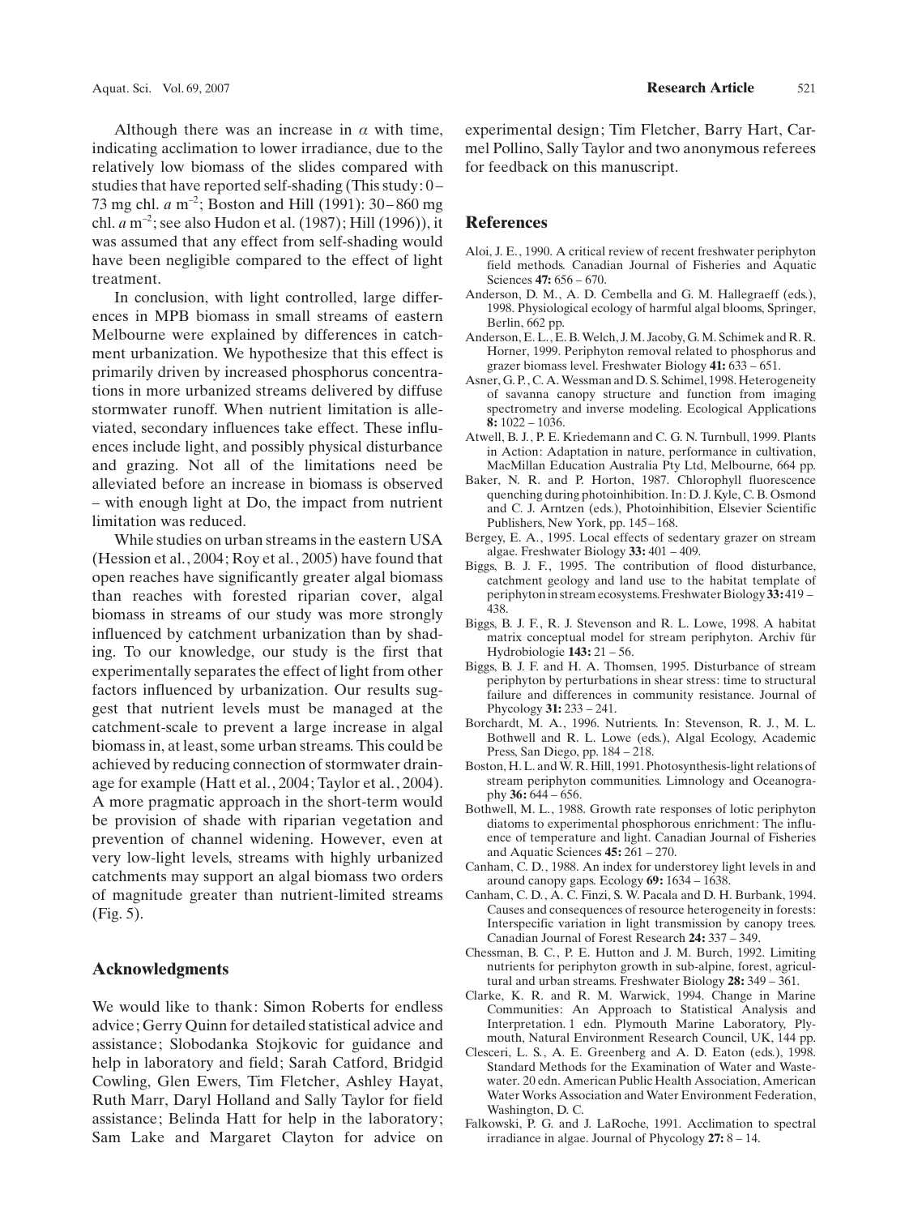Although there was an increase in $\alpha$ with time, indicating acclimation to lower irradiance, due to the relatively low biomass of the slides compared with studies that have reported self-shading (This study: 0 – 73 mg chl. *a* $m^{-2}$; Boston and Hill (1991): 30 – 860 mg chl. *a* $m^{-2}$; see also Hudon et al. (1987); Hill (1996)), it was assumed that any effect from self-shading would have been negligible compared to the effect of light treatment.

In conclusion, with light controlled, large differences in MPB biomass in small streams of eastern Melbourne were explained by differences in catchment urbanization. We hypothesize that this effect is primarily driven by increased phosphorus concentrations in more urbanized streams delivered by diffuse stormwater runoff. When nutrient limitation is alleviated, secondary influences take effect. These influences include light, and possibly physical disturbance and grazing. Not all of the limitations need be alleviated before an increase in biomass is observed – with enough light at Do, the impact from nutrient limitation was reduced.

While studies on urban streams in the eastern USA (Hession et al., 2004; Roy et al., 2005) have found that open reaches have significantly greater algal biomass than reaches with forested riparian cover, algal biomass in streams of our study was more strongly influenced by catchment urbanization than by shading. To our knowledge, our study is the first that experimentally separates the effect of light from other factors influenced by urbanization. Our results suggest that nutrient levels must be managed at the catchment-scale to prevent a large increase in algal biomass in, at least, some urban streams. This could be achieved by reducing connection of stormwater drainage for example (Hatt et al., 2004; Taylor et al., 2004). A more pragmatic approach in the short-term would be provision of shade with riparian vegetation and prevention of channel widening. However, even at very low-light levels, streams with highly urbanized catchments may support an algal biomass two orders of magnitude greater than nutrient-limited streams (Fig. 5).

## Acknowledgments

We would like to thank: Simon Roberts for endless advice; Gerry Quinn for detailed statistical advice and assistance; Slobodanka Stojkovic for guidance and help in laboratory and field; Sarah Catford, Bridgid Cowling, Glen Ewers, Tim Fletcher, Ashley Hayat, Ruth Marr, Daryl Holland and Sally Taylor for field assistance; Belinda Hatt for help in the laboratory; Sam Lake and Margaret Clayton for advice on experimental design; Tim Fletcher, Barry Hart, Carmel Pollino, Sally Taylor and two anonymous referees for feedback on this manuscript.

## References

Aloi, J. E., 1990. A critical review of recent freshwater periphyton field methods. Canadian Journal of Fisheries and Aquatic Sciences **47:** 656 – 670.

Anderson, D. M., A. D. Cembella and G. M. Hallegraeff (eds.), 1998. Physiological ecology of harmful algal blooms, Springer, Berlin, 662 pp.

Anderson, E. L., E. B. Welch, J. M. Jacoby, G. M. Schimek and R. R. Horner, 1999. Periphyton removal related to phosphorus and grazer biomass level. Freshwater Biology **41:** 633 – 651.

Asner, G. P., C. A. Wessman and D. S. Schimel, 1998. Heterogeneity of savanna canopy structure and function from imaging spectrometry and inverse modeling. Ecological Applications **8:** 1022 – 1036.

Atwell, B. J., P. E. Kriedemann and C. G. N. Turnbull, 1999. Plants in Action: Adaptation in nature, performance in cultivation, MacMillan Education Australia Pty Ltd, Melbourne, 664 pp.

Baker, N. R. and P. Horton, 1987. Chlorophyll fluorescence quenching during photoinhibition. In: D. J. Kyle, C. B. Osmond and C. J. Arntzen (eds.), Photoinhibition, Elsevier Scientific Publishers, New York, pp. 145 – 168.

Bergey, E. A., 1995. Local effects of sedentary grazer on stream algae. Freshwater Biology **33:** 401 – 409.

Biggs, B. J. F., 1995. The contribution of flood disturbance, catchment geology and land use to the habitat template of periphyton in stream ecosystems. Freshwater Biology **33:** 419 – 438.

Biggs, B. J. F., R. J. Stevenson and R. L. Lowe, 1998. A habitat matrix conceptual model for stream periphyton. Archiv für Hydrobiologie **143:** 21 – 56.

Biggs, B. J. F. and H. A. Thomsen, 1995. Disturbance of stream periphyton by perturbations in shear stress: time to structural failure and differences in community resistance. Journal of Phycology **31:** 233 – 241.

Borchardt, M. A., 1996. Nutrients. In: Stevenson, R. J., M. L. Bothwell and R. L. Lowe (eds.), Algal Ecology, Academic Press, San Diego, pp. 184 – 218.

Boston, H. L. and W. R. Hill, 1991. Photosynthesis-light relations of stream periphyton communities. Limnology and Oceanography **36:** 644 – 656.

Bothwell, M. L., 1988. Growth rate responses of lotic periphyton diatoms to experimental phosphorous enrichment: The influence of temperature and light. Canadian Journal of Fisheries and Aquatic Sciences **45:** 261 – 270.

Canham, C. D., 1988. An index for understorey light levels in and around canopy gaps. Ecology **69:** 1634 – 1638.

Canham, C. D., A. C. Finzi, S. W. Pacala and D. H. Burbank, 1994. Causes and consequences of resource heterogeneity in forests: Interspecific variation in light transmission by canopy trees. Canadian Journal of Forest Research **24:** 337 – 349.

Chessman, B. C., P. E. Hutton and J. M. Burch, 1992. Limiting nutrients for periphyton growth in sub-alpine, forest, agricultural and urban streams. Freshwater Biology **28:** 349 – 361.

Clarke, K. R. and R. M. Warwick, 1994. Change in Marine Communities: An Approach to Statistical Analysis and Interpretation. 1 edn. Plymouth Marine Laboratory, Plymouth, Natural Environment Research Council, UK, 144 pp.

Clesceri, L. S., A. E. Greenberg and A. D. Eaton (eds.), 1998. Standard Methods for the Examination of Water and Wastewater. 20 edn. American Public Health Association, American Water Works Association and Water Environment Federation, Washington, D. C.

Falkowski, P. G. and J. LaRoche, 1991. Acclimation to spectral irradiance in algae. Journal of Phycology **27:** 8 – 14.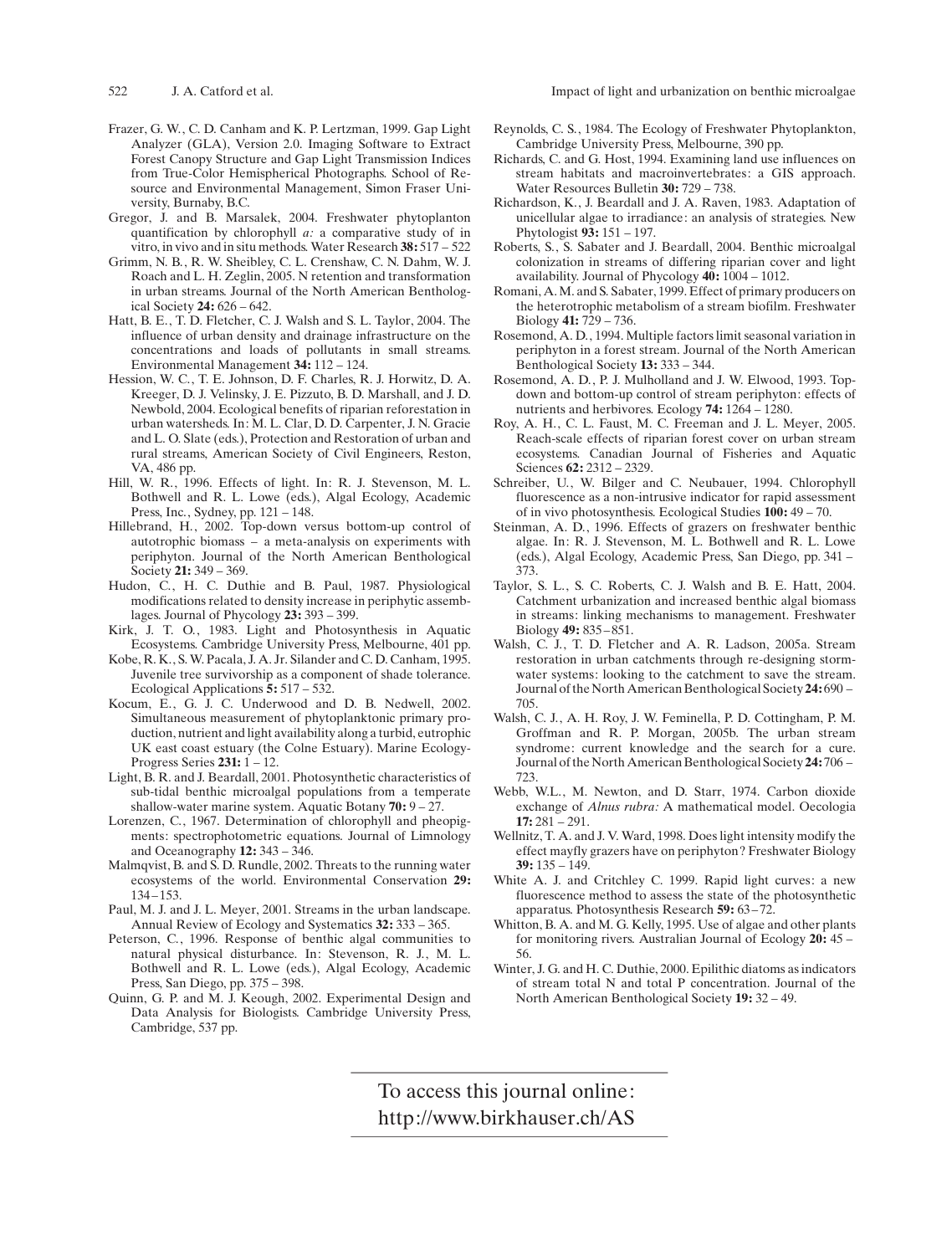Frazer, G. W., C. D. Canham and K. P. Lertzman, 1999. Gap Light Analyzer (GLA), Version 2.0. Imaging Software to Extract Forest Canopy Structure and Gap Light Transmission Indices from True-Color Hemispherical Photographs. School of Resource and Environmental Management, Simon Fraser University, Burnaby, B.C.

Gregor, J. and B. Marsalek, 2004. Freshwater phytoplanton quantification by chlorophyll *a:* a comparative study of in vitro, in vivo and in situ methods. Water Research **38:** 517 – 522

Grimm, N. B., R. W. Sheibley, C. L. Crenshaw, C. N. Dahm, W. J. Roach and L. H. Zeglin, 2005. N retention and transformation in urban streams. Journal of the North American Benthological Society **24:** 626 – 642.

Hatt, B. E., T. D. Fletcher, C. J. Walsh and S. L. Taylor, 2004. The influence of urban density and drainage infrastructure on the concentrations and loads of pollutants in small streams. Environmental Management **34:** 112 – 124.

Hession, W. C., T. E. Johnson, D. F. Charles, R. J. Horwitz, D. A. Kreeger, D. J. Velinsky, J. E. Pizzuto, B. D. Marshall, and J. D. Newbold, 2004. Ecological benefits of riparian reforestation in urban watersheds. In: M. L. Clar, D. D. Carpenter, J. N. Gracie and L. O. Slate (eds.), Protection and Restoration of urban and rural streams, American Society of Civil Engineers, Reston, VA, 486 pp.

Hill, W. R., 1996. Effects of light. In: R. J. Stevenson, M. L. Bothwell and R. L. Lowe (eds.), Algal Ecology, Academic Press, Inc., Sydney, pp. 121 – 148.

Hillebrand, H., 2002. Top-down versus bottom-up control of autotrophic biomass – a meta-analysis on experiments with periphyton. Journal of the North American Benthological Society **21:** 349 – 369.

Hudon, C., H. C. Duthie and B. Paul, 1987. Physiological modifications related to density increase in periphytic assemblages. Journal of Phycology **23:** 393 – 399.

Kirk, J. T. O., 1983. Light and Photosynthesis in Aquatic Ecosystems. Cambridge University Press, Melbourne, 401 pp.

Kobe, R. K., S. W. Pacala, J. A. Jr. Silander and C. D. Canham, 1995. Juvenile tree survivorship as a component of shade tolerance. Ecological Applications **5:** 517 – 532.

Kocum, E., G. J. C. Underwood and D. B. Nedwell, 2002. Simultaneous measurement of phytoplanktonic primary production, nutrient and light availability along a turbid, eutrophic UK east coast estuary (the Colne Estuary). Marine Ecology-Progress Series **231:** 1 – 12.

Light, B. R. and J. Beardall, 2001. Photosynthetic characteristics of sub-tidal benthic microalgal populations from a temperate shallow-water marine system. Aquatic Botany **70:** 9 – 27.

Lorenzen, C., 1967. Determination of chlorophyll and pheopigments: spectrophotometric equations. Journal of Limnology and Oceanography **12:** 343 – 346.

Malmqvist, B. and S. D. Rundle, 2002. Threats to the running water ecosystems of the world. Environmental Conservation **29:** 134 – 153.

Paul, M. J. and J. L. Meyer, 2001. Streams in the urban landscape. Annual Review of Ecology and Systematics **32:** 333 – 365.

Peterson, C., 1996. Response of benthic algal communities to natural physical disturbance. In: Stevenson, R. J., M. L. Bothwell and R. L. Lowe (eds.), Algal Ecology, Academic Press, San Diego, pp. 375 – 398.

Quinn, G. P. and M. J. Keough, 2002. Experimental Design and Data Analysis for Biologists. Cambridge University Press, Cambridge, 537 pp.

Reynolds, C. S., 1984. The Ecology of Freshwater Phytoplankton, Cambridge University Press, Melbourne, 390 pp.

Richards, C. and G. Host, 1994. Examining land use influences on stream habitats and macroinvertebrates: a GIS approach. Water Resources Bulletin **30:** 729 – 738.

Richardson, K., J. Beardall and J. A. Raven, 1983. Adaptation of unicellular algae to irradiance: an analysis of strategies. New Phytologist **93:** 151 – 197.

Roberts, S., S. Sabater and J. Beardall, 2004. Benthic microalgal colonization in streams of differing riparian cover and light availability. Journal of Phycology **40:** 1004 – 1012.

Romani, A. M. and S. Sabater, 1999. Effect of primary producers on the heterotrophic metabolism of a stream biofilm. Freshwater Biology **41:** 729 – 736.

Rosemond, A. D., 1994. Multiple factors limit seasonal variation in periphyton in a forest stream. Journal of the North American Benthological Society **13:** 333 – 344.

Rosemond, A. D., P. J. Mulholland and J. W. Elwood, 1993. Top-down and bottom-up control of stream periphyton: effects of nutrients and herbivores. Ecology **74:** 1264 – 1280.

Roy, A. H., C. L. Faust, M. C. Freeman and J. L. Meyer, 2005. Reach-scale effects of riparian forest cover on urban stream ecosystems. Canadian Journal of Fisheries and Aquatic Sciences **62:** 2312 – 2329.

Schreiber, U., W. Bilger and C. Neubauer, 1994. Chlorophyll fluorescence as a non-intrusive indicator for rapid assessment of in vivo photosynthesis. Ecological Studies **100:** 49 – 70.

Steinman, A. D., 1996. Effects of grazers on freshwater benthic algae. In: R. J. Stevenson, M. L. Bothwell and R. L. Lowe (eds.), Algal Ecology, Academic Press, San Diego, pp. 341 – 373.

Taylor, S. L., S. C. Roberts, C. J. Walsh and B. E. Hatt, 2004. Catchment urbanization and increased benthic algal biomass in streams: linking mechanisms to management. Freshwater Biology **49:** 835 – 851.

Walsh, C. J., T. D. Fletcher and A. R. Ladson, 2005a. Stream restoration in urban catchments through re-designing stormwater systems: looking to the catchment to save the stream. Journal of the North American Benthological Society **24:** 690 – 705.

Walsh, C. J., A. H. Roy, J. W. Feminella, P. D. Cottingham, P. M. Groffman and R. P. Morgan, 2005b. The urban stream syndrome: current knowledge and the search for a cure. Journal of the North American Benthological Society **24:** 706 – 723.

Webb, W.L., M. Newton, and D. Starr, 1974. Carbon dioxide exchange of *Alnus rubra:* A mathematical model. Oecologia **17:** 281 – 291.

Wellnitz, T. A. and J. V. Ward, 1998. Does light intensity modify the effect mayfly grazers have on periphyton? Freshwater Biology **39:** 135 – 149.

White A. J. and Critchley C. 1999. Rapid light curves: a new fluorescence method to assess the state of the photosynthetic apparatus. Photosynthesis Research **59:** 63 – 72.

Whitton, B. A. and M. G. Kelly, 1995. Use of algae and other plants for monitoring rivers. Australian Journal of Ecology **20:** 45 – 56.

Winter, J. G. and H. C. Duthie, 2000. Epilithic diatoms as indicators of stream total N and total P concentration. Journal of the North American Benthological Society **19:** 32 – 49.

To access this journal online:
http://www.birkhauser.ch/AS